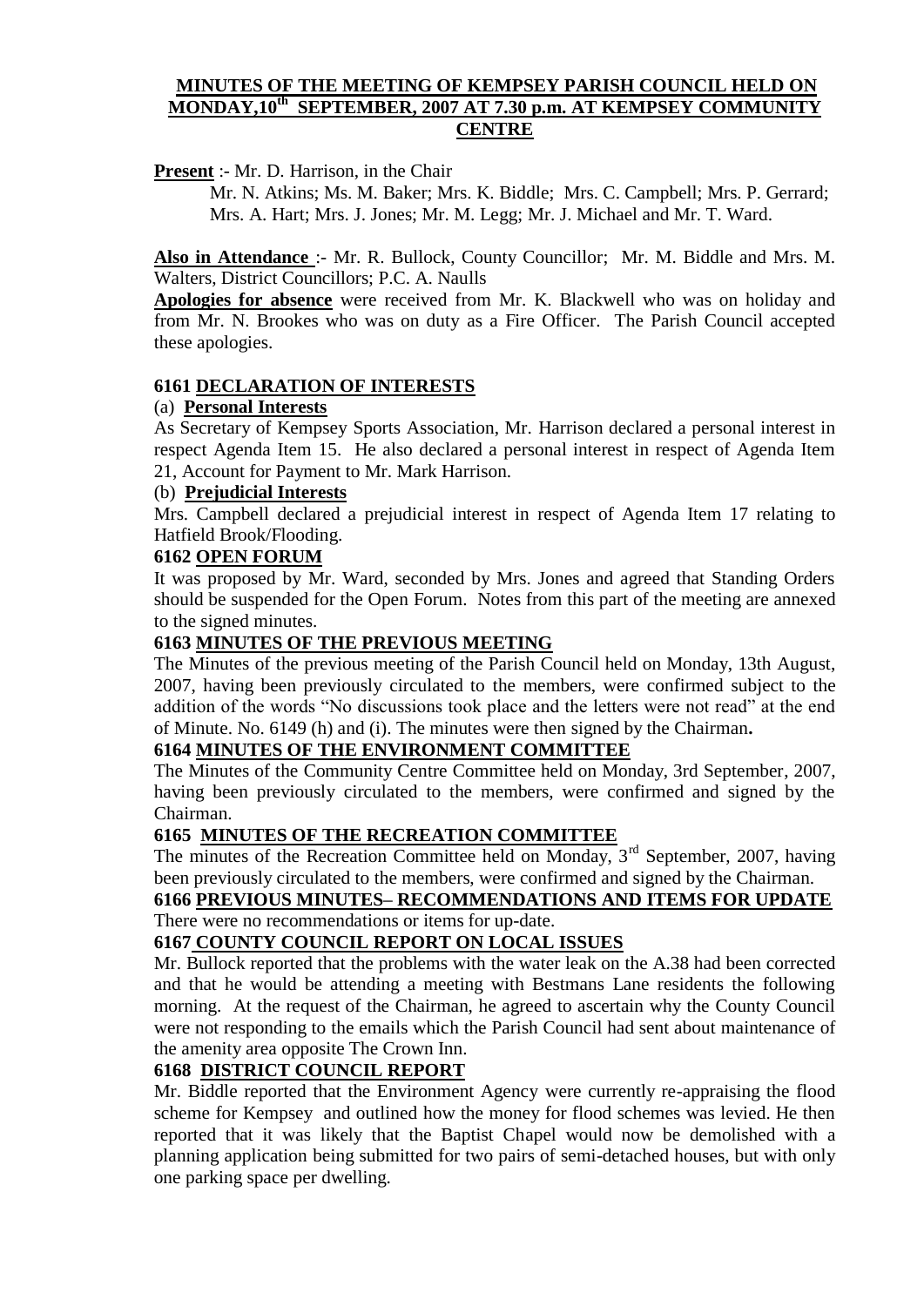# MINUTES OF THE MEETING OF KEMPSEY PARISH COUNCIL HELD ON MONDAY,10th SEPTEMBER, 2007 AT 7.30 p.m. AT KEMPSEY COMMUNITY CENTRE

**Present** :- Mr. D. Harrison, in the Chair

Mr. N. Atkins; Ms. M. Baker; Mrs. K. Biddle; Mrs. C. Campbell; Mrs. P. Gerrard; Mrs. A. Hart; Mrs. J. Jones; Mr. M. Legg; Mr. J. Michael and Mr. T. Ward.

**Also in Attendance** :- Mr. R. Bullock, County Councillor; Mr. M. Biddle and Mrs. M. Walters, District Councillors; P.C. A. Naulls

**Apologies for absence** were received from Mr. K. Blackwell who was on holiday and from Mr. N. Brookes who was on duty as a Fire Officer. The Parish Council accepted these apologies.

## 6161 DECLARATION OF INTERESTS

(a) **Personal Interests**

As Secretary of Kempsey Sports Association, Mr. Harrison declared a personal interest in respect Agenda Item 15. He also declared a personal interest in respect of Agenda Item 21, Account for Payment to Mr. Mark Harrison.

(b) **Prejudicial Interests**

Mrs. Campbell declared a prejudicial interest in respect of Agenda Item 17 relating to Hatfield Brook/Flooding.

## 6162 OPEN FORUM

It was proposed by Mr. Ward, seconded by Mrs. Jones and agreed that Standing Orders should be suspended for the Open Forum. Notes from this part of the meeting are annexed to the signed minutes.

## 6163 MINUTES OF THE PREVIOUS MEETING

The Minutes of the previous meeting of the Parish Council held on Monday, 13th August, 2007, having been previously circulated to the members, were confirmed subject to the addition of the words "No discussions took place and the letters were not read" at the end of Minute. No. 6149 (h) and (i). The minutes were then signed by the Chairman**.**

## 6164 MINUTES OF THE ENVIRONMENT COMMITTEE

The Minutes of the Community Centre Committee held on Monday, 3rd September, 2007, having been previously circulated to the members, were confirmed and signed by the Chairman.

## 6165 MINUTES OF THE RECREATION COMMITTEE

The minutes of the Recreation Committee held on Monday, 3rd September, 2007, having been previously circulated to the members, were confirmed and signed by the Chairman.

## 6166 PREVIOUS MINUTES– RECOMMENDATIONS AND ITEMS FOR UPDATE

There were no recommendations or items for up-date.

## 6167 COUNTY COUNCIL REPORT ON LOCAL ISSUES

Mr. Bullock reported that the problems with the water leak on the A.38 had been corrected and that he would be attending a meeting with Bestmans Lane residents the following morning. At the request of the Chairman, he agreed to ascertain why the County Council were not responding to the emails which the Parish Council had sent about maintenance of the amenity area opposite The Crown Inn.

## 6168 DISTRICT COUNCIL REPORT

Mr. Biddle reported that the Environment Agency were currently re-appraising the flood scheme for Kempsey and outlined how the money for flood schemes was levied. He then reported that it was likely that the Baptist Chapel would now be demolished with a planning application being submitted for two pairs of semi-detached houses, but with only one parking space per dwelling.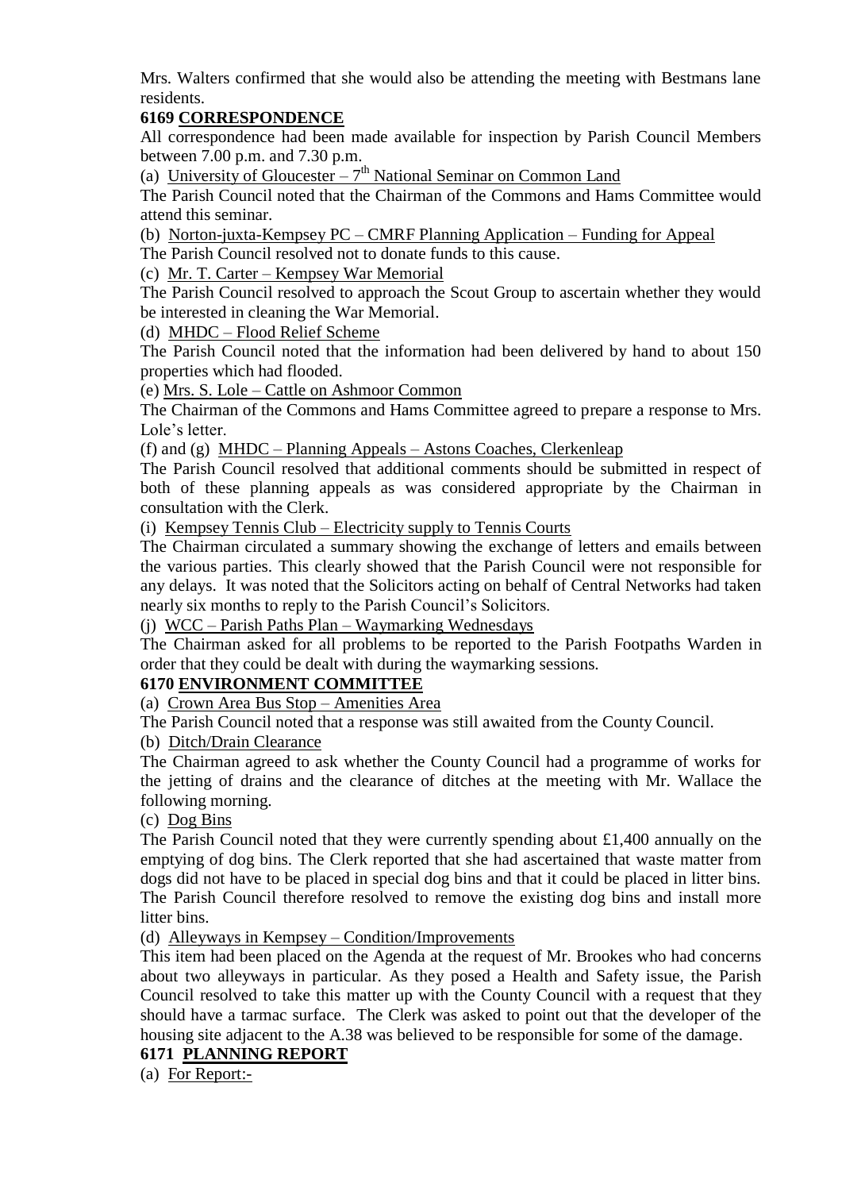Mrs. Walters confirmed that she would also be attending the meeting with Bestmans lane residents.

**6169 CORRESPONDENCE**

All correspondence had been made available for inspection by Parish Council Members between 7.00 p.m. and 7.30 p.m.

(a) University of Gloucester – 7th National Seminar on Common Land

The Parish Council noted that the Chairman of the Commons and Hams Committee would attend this seminar.

(b) Norton-juxta-Kempsey PC – CMRF Planning Application – Funding for Appeal

The Parish Council resolved not to donate funds to this cause.

(c) Mr. T. Carter – Kempsey War Memorial

The Parish Council resolved to approach the Scout Group to ascertain whether they would be interested in cleaning the War Memorial.

(d) MHDC – Flood Relief Scheme

The Parish Council noted that the information had been delivered by hand to about 150 properties which had flooded.

(e) Mrs. S. Lole – Cattle on Ashmoor Common

The Chairman of the Commons and Hams Committee agreed to prepare a response to Mrs. Lole's letter.

(f) and (g) MHDC – Planning Appeals – Astons Coaches, Clerkenleap

The Parish Council resolved that additional comments should be submitted in respect of both of these planning appeals as was considered appropriate by the Chairman in consultation with the Clerk.

(i) Kempsey Tennis Club – Electricity supply to Tennis Courts

The Chairman circulated a summary showing the exchange of letters and emails between the various parties. This clearly showed that the Parish Council were not responsible for any delays. It was noted that the Solicitors acting on behalf of Central Networks had taken nearly six months to reply to the Parish Council's Solicitors.

(j) WCC – Parish Paths Plan – Waymarking Wednesdays

The Chairman asked for all problems to be reported to the Parish Footpaths Warden in order that they could be dealt with during the waymarking sessions.

**6170 ENVIRONMENT COMMITTEE**

(a) Crown Area Bus Stop – Amenities Area

The Parish Council noted that a response was still awaited from the County Council.

(b) Ditch/Drain Clearance

The Chairman agreed to ask whether the County Council had a programme of works for the jetting of drains and the clearance of ditches at the meeting with Mr. Wallace the following morning.

(c) Dog Bins

The Parish Council noted that they were currently spending about £1,400 annually on the emptying of dog bins. The Clerk reported that she had ascertained that waste matter from dogs did not have to be placed in special dog bins and that it could be placed in litter bins. The Parish Council therefore resolved to remove the existing dog bins and install more litter bins.

(d) Alleyways in Kempsey – Condition/Improvements

This item had been placed on the Agenda at the request of Mr. Brookes who had concerns about two alleyways in particular. As they posed a Health and Safety issue, the Parish Council resolved to take this matter up with the County Council with a request that they should have a tarmac surface. The Clerk was asked to point out that the developer of the housing site adjacent to the A.38 was believed to be responsible for some of the damage.

**6171 PLANNING REPORT**

(a) For Report:-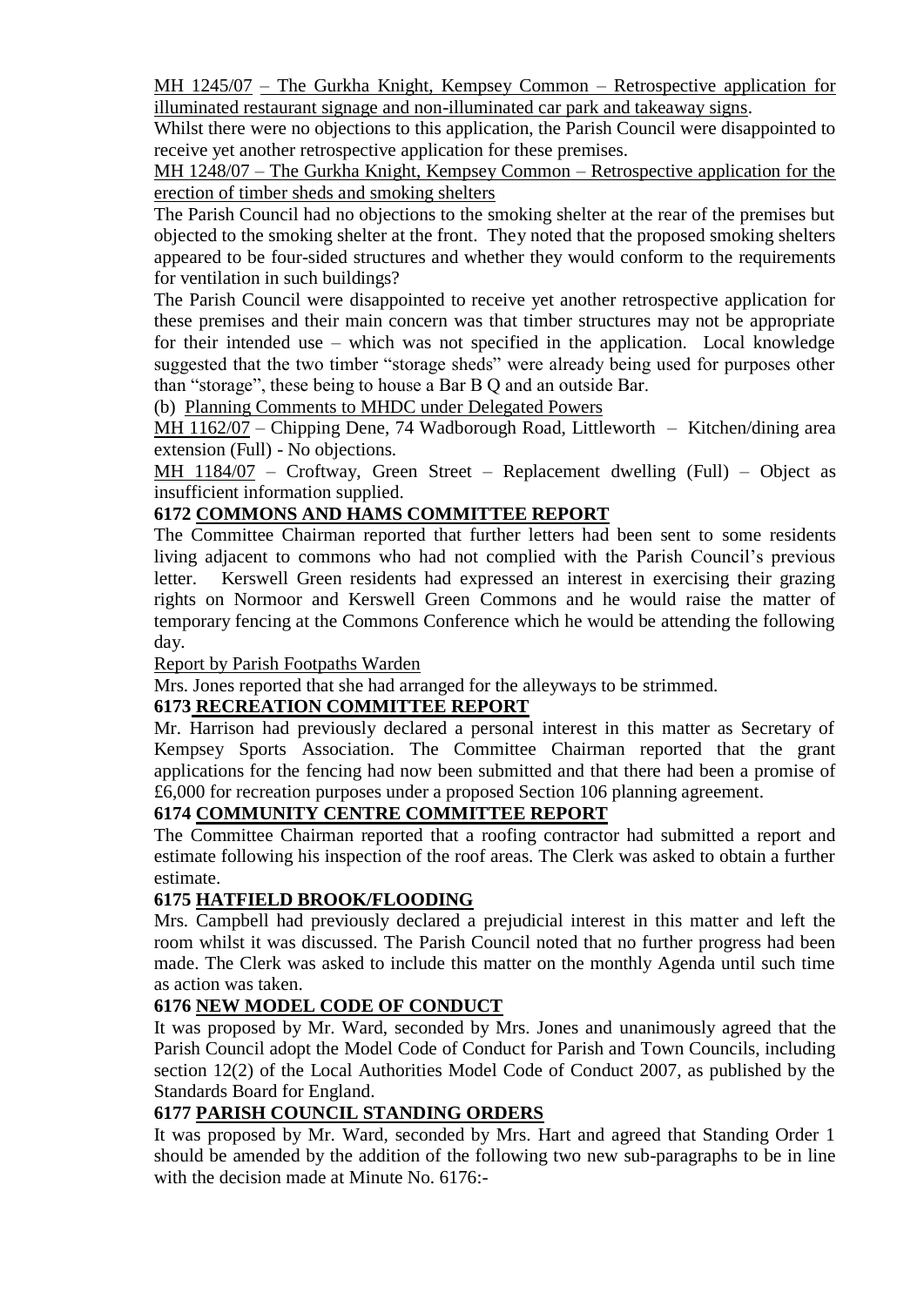MH 1245/07 – The Gurkha Knight, Kempsey Common – Retrospective application for illuminated restaurant signage and non-illuminated car park and takeaway signs.

Whilst there were no objections to this application, the Parish Council were disappointed to receive yet another retrospective application for these premises.

MH 1248/07 – The Gurkha Knight, Kempsey Common – Retrospective application for the erection of timber sheds and smoking shelters

The Parish Council had no objections to the smoking shelter at the rear of the premises but objected to the smoking shelter at the front. They noted that the proposed smoking shelters appeared to be four-sided structures and whether they would conform to the requirements for ventilation in such buildings?

The Parish Council were disappointed to receive yet another retrospective application for these premises and their main concern was that timber structures may not be appropriate for their intended use – which was not specified in the application. Local knowledge suggested that the two timber "storage sheds" were already being used for purposes other than "storage", these being to house a Bar B Q and an outside Bar.

(b) Planning Comments to MHDC under Delegated Powers

MH 1162/07 – Chipping Dene, 74 Wadborough Road, Littleworth – Kitchen/dining area extension (Full) - No objections.

MH 1184/07 – Croftway, Green Street – Replacement dwelling (Full) – Object as insufficient information supplied.

## 6172 COMMONS AND HAMS COMMITTEE REPORT

The Committee Chairman reported that further letters had been sent to some residents living adjacent to commons who had not complied with the Parish Council's previous letter. Kerswell Green residents had expressed an interest in exercising their grazing rights on Normoor and Kerswell Green Commons and he would raise the matter of temporary fencing at the Commons Conference which he would be attending the following day.

Report by Parish Footpaths Warden

Mrs. Jones reported that she had arranged for the alleyways to be strimmed.

## 6173 RECREATION COMMITTEE REPORT

Mr. Harrison had previously declared a personal interest in this matter as Secretary of Kempsey Sports Association. The Committee Chairman reported that the grant applications for the fencing had now been submitted and that there had been a promise of £6,000 for recreation purposes under a proposed Section 106 planning agreement.

## 6174 COMMUNITY CENTRE COMMITTEE REPORT

The Committee Chairman reported that a roofing contractor had submitted a report and estimate following his inspection of the roof areas. The Clerk was asked to obtain a further estimate.

## 6175 HATFIELD BROOK/FLOODING

Mrs. Campbell had previously declared a prejudicial interest in this matter and left the room whilst it was discussed. The Parish Council noted that no further progress had been made. The Clerk was asked to include this matter on the monthly Agenda until such time as action was taken.

## 6176 NEW MODEL CODE OF CONDUCT

It was proposed by Mr. Ward, seconded by Mrs. Jones and unanimously agreed that the Parish Council adopt the Model Code of Conduct for Parish and Town Councils, including section 12(2) of the Local Authorities Model Code of Conduct 2007, as published by the Standards Board for England.

## 6177 PARISH COUNCIL STANDING ORDERS

It was proposed by Mr. Ward, seconded by Mrs. Hart and agreed that Standing Order 1 should be amended by the addition of the following two new sub-paragraphs to be in line with the decision made at Minute No. 6176:-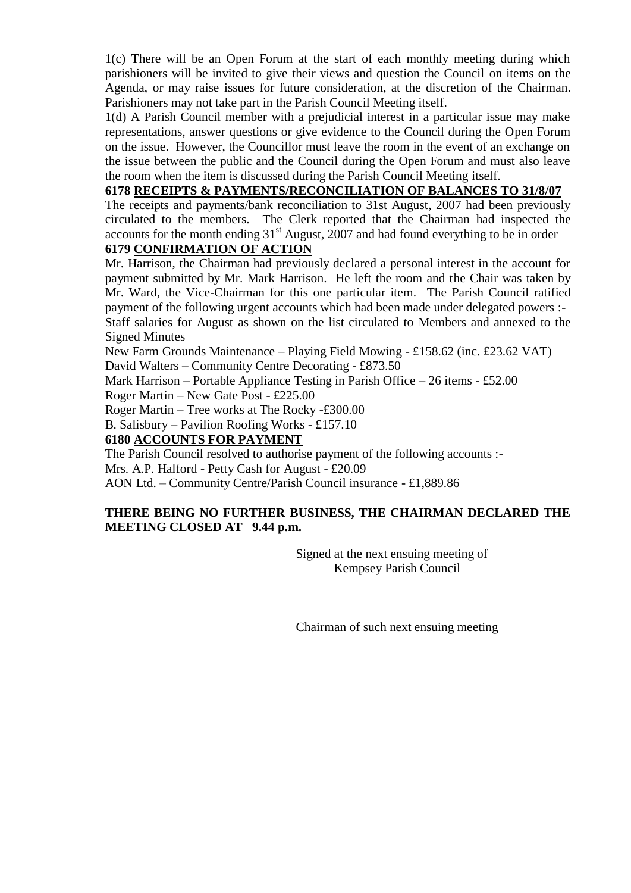1(c) There will be an Open Forum at the start of each monthly meeting during which parishioners will be invited to give their views and question the Council on items on the Agenda, or may raise issues for future consideration, at the discretion of the Chairman. Parishioners may not take part in the Parish Council Meeting itself.

1(d) A Parish Council member with a prejudicial interest in a particular issue may make representations, answer questions or give evidence to the Council during the Open Forum on the issue. However, the Councillor must leave the room in the event of an exchange on the issue between the public and the Council during the Open Forum and must also leave the room when the item is discussed during the Parish Council Meeting itself.

**6178 RECEIPTS & PAYMENTS/RECONCILIATION OF BALANCES TO 31/8/07**

The receipts and payments/bank reconciliation to 31st August, 2007 had been previously circulated to the members. The Clerk reported that the Chairman had inspected the accounts for the month ending 31st August, 2007 and had found everything to be in order

**6179 CONFIRMATION OF ACTION**

Mr. Harrison, the Chairman had previously declared a personal interest in the account for payment submitted by Mr. Mark Harrison. He left the room and the Chair was taken by Mr. Ward, the Vice-Chairman for this one particular item. The Parish Council ratified payment of the following urgent accounts which had been made under delegated powers :-

Staff salaries for August as shown on the list circulated to Members and annexed to the Signed Minutes

New Farm Grounds Maintenance – Playing Field Mowing - £158.62 (inc. £23.62 VAT)

David Walters – Community Centre Decorating - £873.50

Mark Harrison – Portable Appliance Testing in Parish Office – 26 items - £52.00

Roger Martin – New Gate Post - £225.00

Roger Martin – Tree works at The Rocky -£300.00

B. Salisbury – Pavilion Roofing Works - £157.10

**6180 ACCOUNTS FOR PAYMENT**

The Parish Council resolved to authorise payment of the following accounts :-

Mrs. A.P. Halford - Petty Cash for August - £20.09

AON Ltd. – Community Centre/Parish Council insurance - £1,889.86

**THERE BEING NO FURTHER BUSINESS, THE CHAIRMAN DECLARED THE MEETING CLOSED AT 9.44 p.m.**

Signed at the next ensuing meeting of Kempsey Parish Council

Chairman of such next ensuing meeting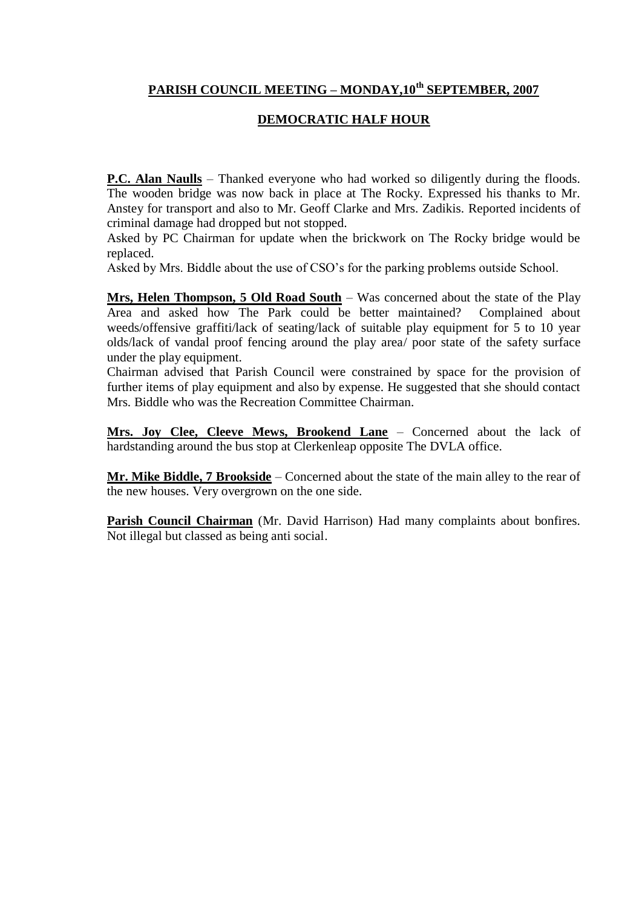## PARISH COUNCIL MEETING – MONDAY,10th SEPTEMBER, 2007

### DEMOCRATIC HALF HOUR

**P.C. Alan Naulls** – Thanked everyone who had worked so diligently during the floods. The wooden bridge was now back in place at The Rocky. Expressed his thanks to Mr. Anstey for transport and also to Mr. Geoff Clarke and Mrs. Zadikis. Reported incidents of criminal damage had dropped but not stopped.
Asked by PC Chairman for update when the brickwork on The Rocky bridge would be replaced.
Asked by Mrs. Biddle about the use of CSO's for the parking problems outside School.

**Mrs, Helen Thompson, 5 Old Road South** – Was concerned about the state of the Play Area and asked how The Park could be better maintained? Complained about weeds/offensive graffiti/lack of seating/lack of suitable play equipment for 5 to 10 year olds/lack of vandal proof fencing around the play area/ poor state of the safety surface under the play equipment.
Chairman advised that Parish Council were constrained by space for the provision of further items of play equipment and also by expense. He suggested that she should contact Mrs. Biddle who was the Recreation Committee Chairman.

**Mrs. Joy Clee, Cleeve Mews, Brookend Lane** – Concerned about the lack of hardstanding around the bus stop at Clerkenleap opposite The DVLA office.

**Mr. Mike Biddle, 7 Brookside** – Concerned about the state of the main alley to the rear of the new houses. Very overgrown on the one side.

**Parish Council Chairman** (Mr. David Harrison) Had many complaints about bonfires. Not illegal but classed as being anti social.